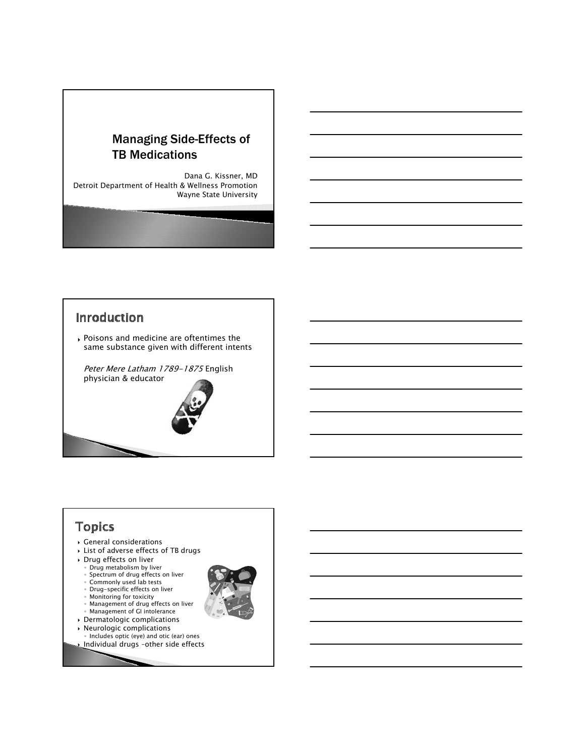# Managing Side-Effects of TB Medications

Dana G. Kissner, MD
Detroit Department of Health & Wellness Promotion
Wayne State University

## Inroduction

- Poisons and medicine are oftentimes the same substance given with different intents

*Peter Mere Latham 1789-1875* English physician & educator

## Topics

- General considerations
- List of adverse effects of TB drugs
- Drug effects on liver
  - Drug metabolism by liver
  - Spectrum of drug effects on liver
  - Commonly used lab tests
  - Drug-specific effects on liver
  - Monitoring for toxicity
  - Management of drug effects on liver
  - Management of GI intolerance
- Dermatologic complications
- Neurologic complications
  - Includes optic (eye) and otic (ear) ones
- Individual drugs –other side effects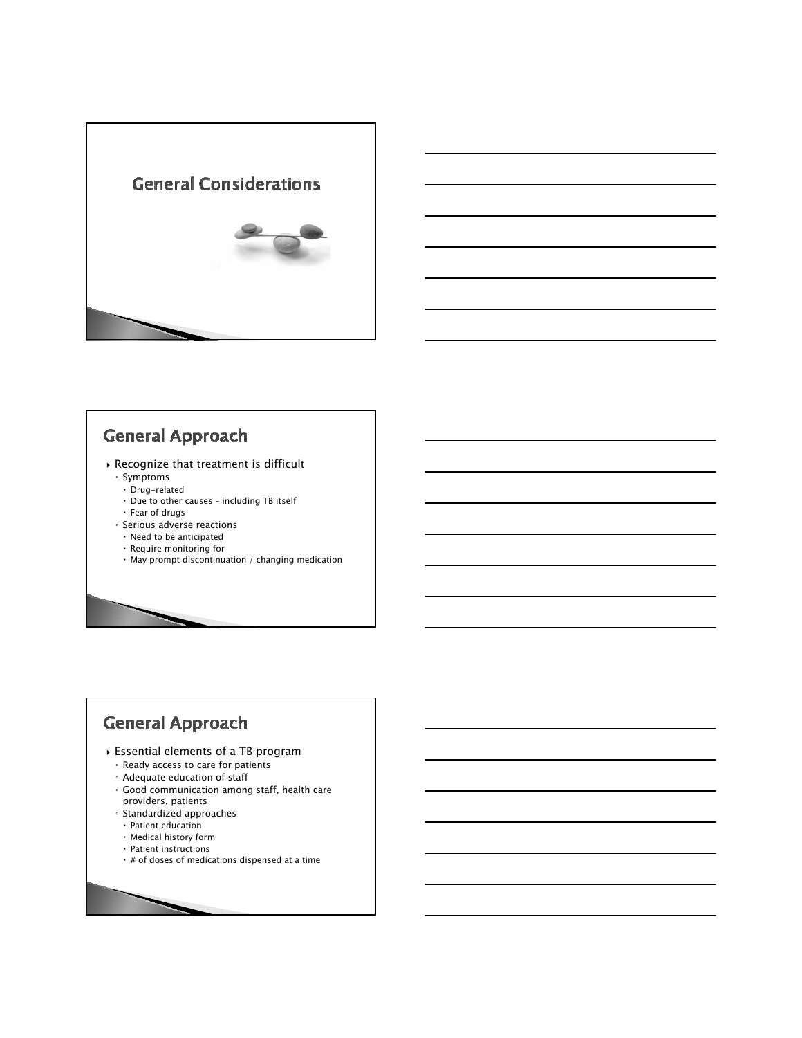# General Considerations

## General Approach

- Recognize that treatment is difficult
  - Symptoms
    - Drug-related
    - Due to other causes – including TB itself
    - Fear of drugs
  - Serious adverse reactions
    - Need to be anticipated
    - Require monitoring for
    - May prompt discontinuation / changing medication

## General Approach

- Essential elements of a TB program
  - Ready access to care for patients
  - Adequate education of staff
  - Good communication among staff, health care providers, patients
  - Standardized approaches
    - Patient education
    - Medical history form
    - Patient instructions
    - # of doses of medications dispensed at a time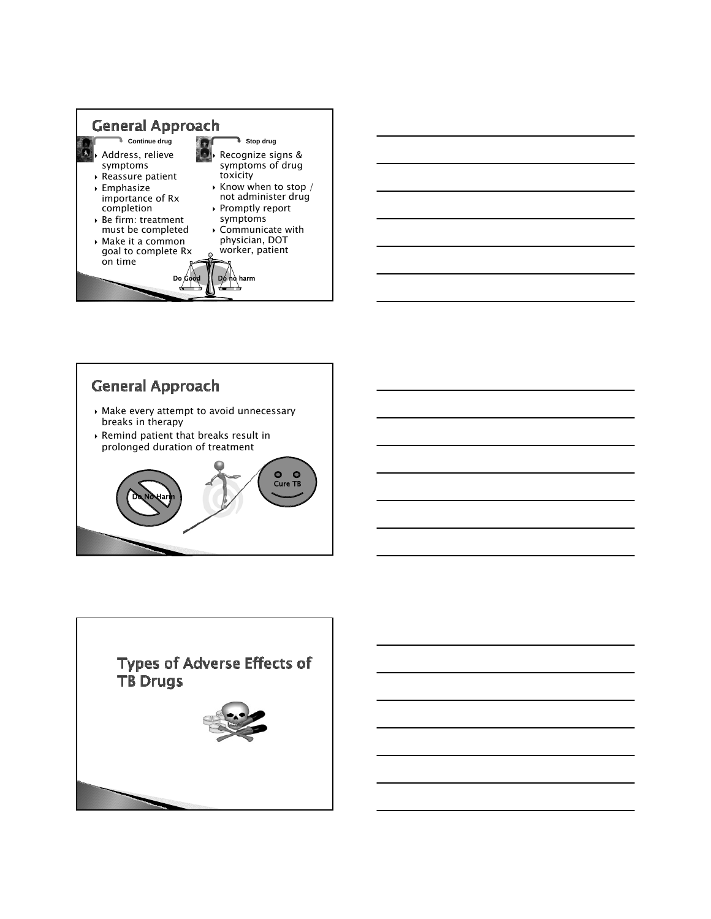## General Approach

**Continue drug**

- Address, relieve symptoms
- Reassure patient
- Emphasize importance of Rx completion
- Be firm: treatment must be completed
- Make it a common goal to complete Rx on time

**Stop drug**

- Recognize signs & symptoms of drug toxicity
- Know when to stop / not administer drug
- Promptly report symptoms
- Communicate with physician, DOT worker, patient

Do Good | Do no harm

## General Approach

- Make every attempt to avoid unnecessary breaks in therapy
- Remind patient that breaks result in prolonged duration of treatment

Do No Harm | Cure TB

## Types of Adverse Effects of TB Drugs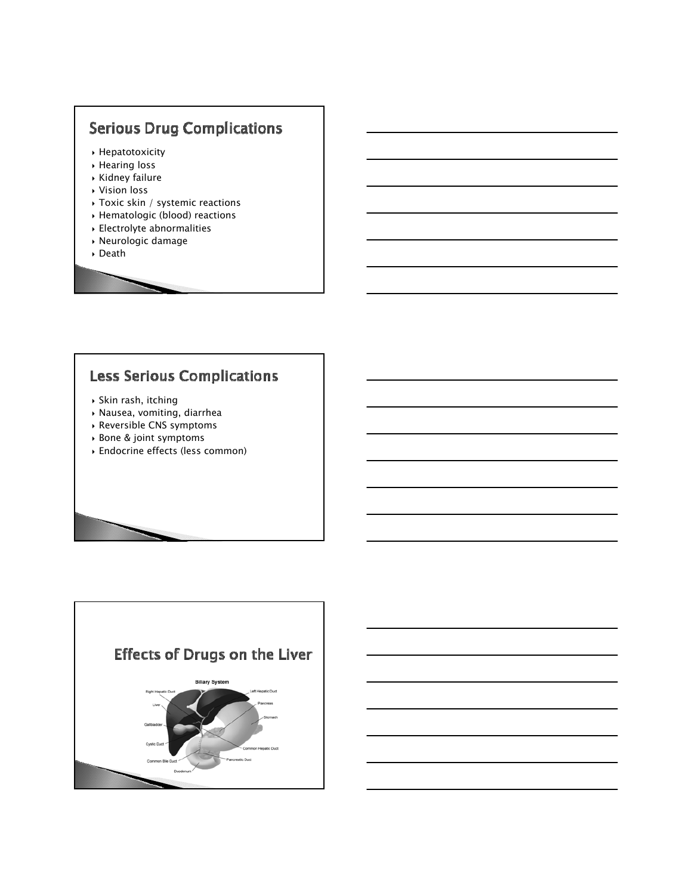## Serious Drug Complications

- Hepatotoxicity
- Hearing loss
- Kidney failure
- Vision loss
- Toxic skin / systemic reactions
- Hematologic (blood) reactions
- Electrolyte abnormalities
- Neurologic damage
- Death

## Less Serious Complications

- Skin rash, itching
- Nausea, vomiting, diarrhea
- Reversible CNS symptoms
- Bone & joint symptoms
- Endocrine effects (less common)

## Effects of Drugs on the Liver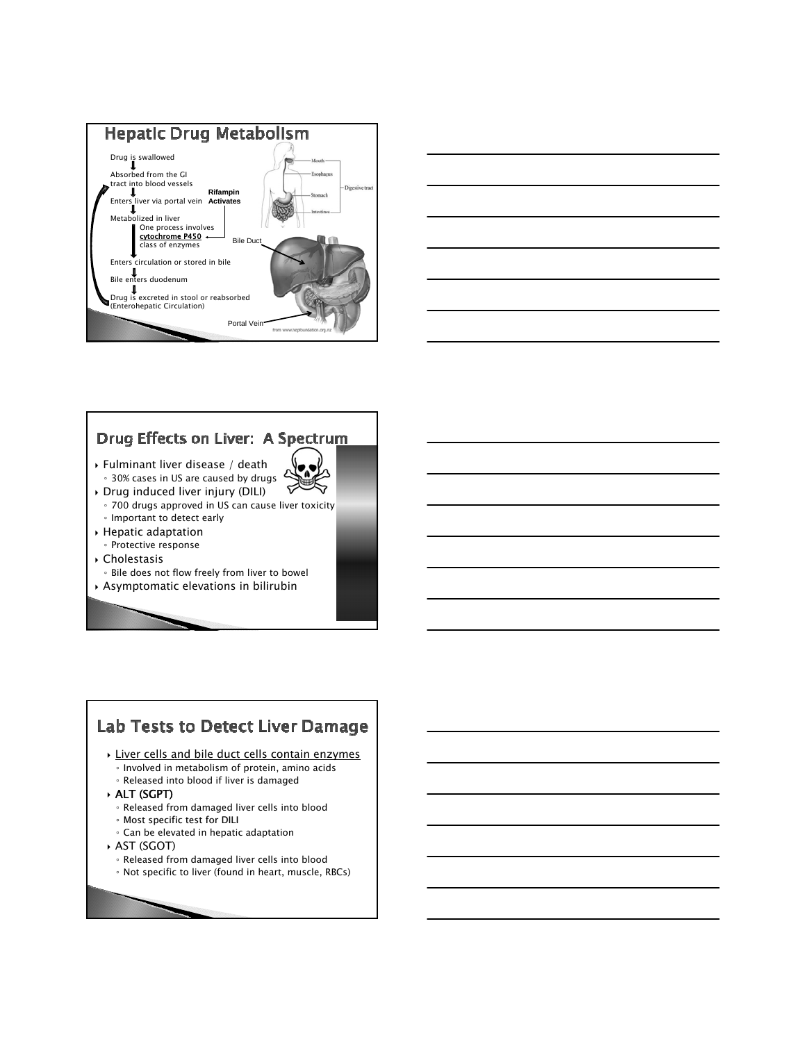## Hepatic Drug Metabolism

Drug is swallowed

Absorbed from the GI tract into blood vessels

Enters liver via portal vein

Metabolized in liver
- One process involves cytochrome P450 class of enzymes

Rifampin Activates

Enters circulation or stored in bile

Bile enters duodenum

Drug is excreted in stool or reabsorbed (Enterohepatic Circulation)

Mouth

Esophagus

Stomach

Intestines

Digestive tract

Bile Duct

Portal Vein

from www.hepfoundation.org.nz

## Drug Effects on Liver: A Spectrum

- Fulminant liver disease / death
  - 30% cases in US are caused by drugs
- Drug induced liver injury (DILI)
  - 700 drugs approved in US can cause liver toxicity
  - Important to detect early
- Hepatic adaptation
  - Protective response
- Cholestasis
  - Bile does not flow freely from liver to bowel
- Asymptomatic elevations in bilirubin

## Lab Tests to Detect Liver Damage

- Liver cells and bile duct cells contain enzymes
  - Involved in metabolism of protein, amino acids
  - Released into blood if liver is damaged
- ALT (SGPT)
  - Released from damaged liver cells into blood
  - Most specific test for DILI
  - Can be elevated in hepatic adaptation
- AST (SGOT)
  - Released from damaged liver cells into blood
  - Not specific to liver (found in heart, muscle, RBCs)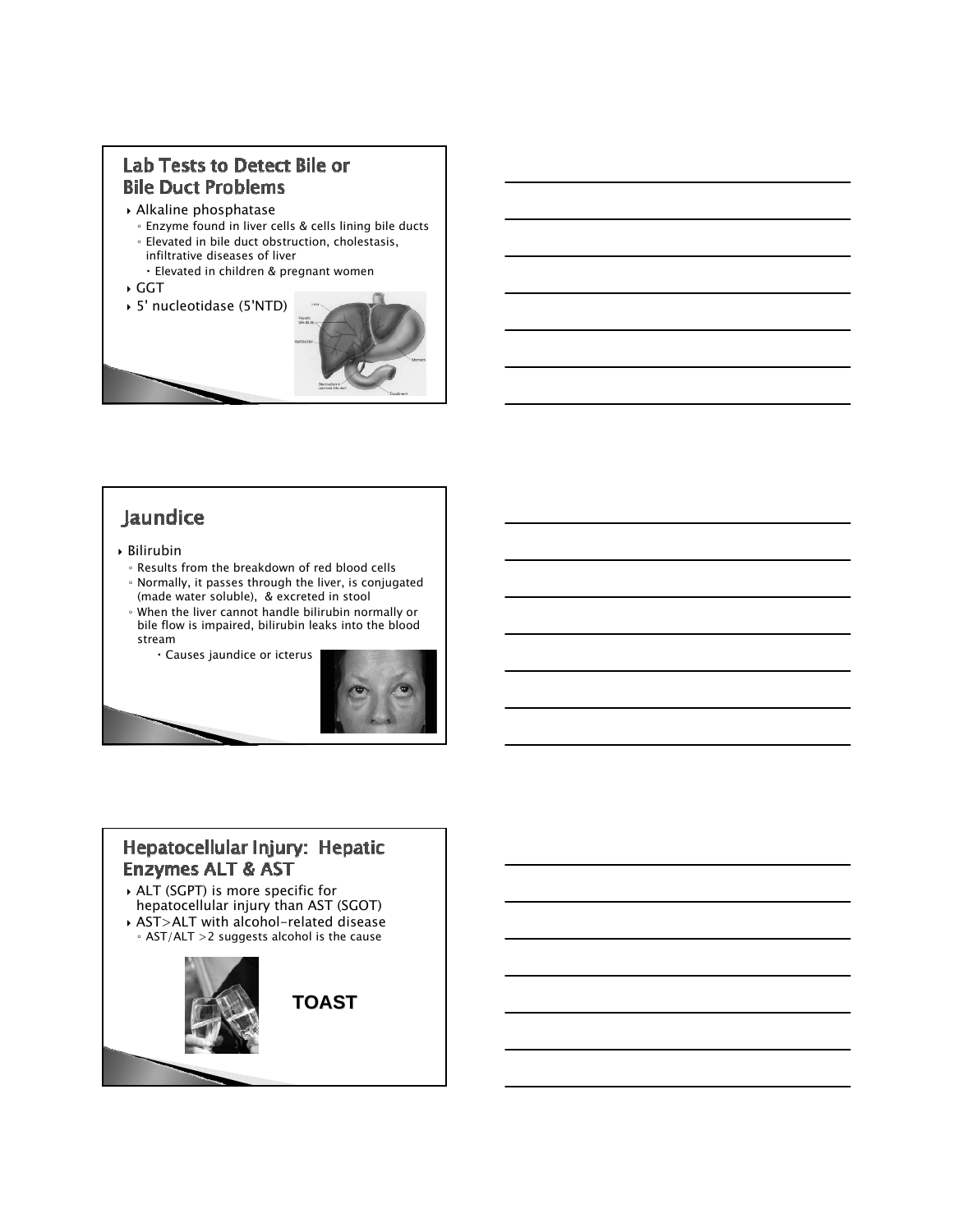## Lab Tests to Detect Bile or Bile Duct Problems

- Alkaline phosphatase
  - Enzyme found in liver cells & cells lining bile ducts
  - Elevated in bile duct obstruction, cholestasis, infiltrative diseases of liver
    - Elevated in children & pregnant women
- GGT
- 5' nucleotidase (5'NTD)

## Jaundice

- Bilirubin
  - Results from the breakdown of red blood cells
  - Normally, it passes through the liver, is conjugated (made water soluble), & excreted in stool
  - When the liver cannot handle bilirubin normally or bile flow is impaired, bilirubin leaks into the blood stream
    - Causes jaundice or icterus

## Hepatocellular Injury: Hepatic Enzymes ALT & AST

- ALT (SGPT) is more specific for hepatocellular injury than AST (SGOT)
- AST>ALT with alcohol-related disease
  - AST/ALT >2 suggests alcohol is the cause

**TOAST**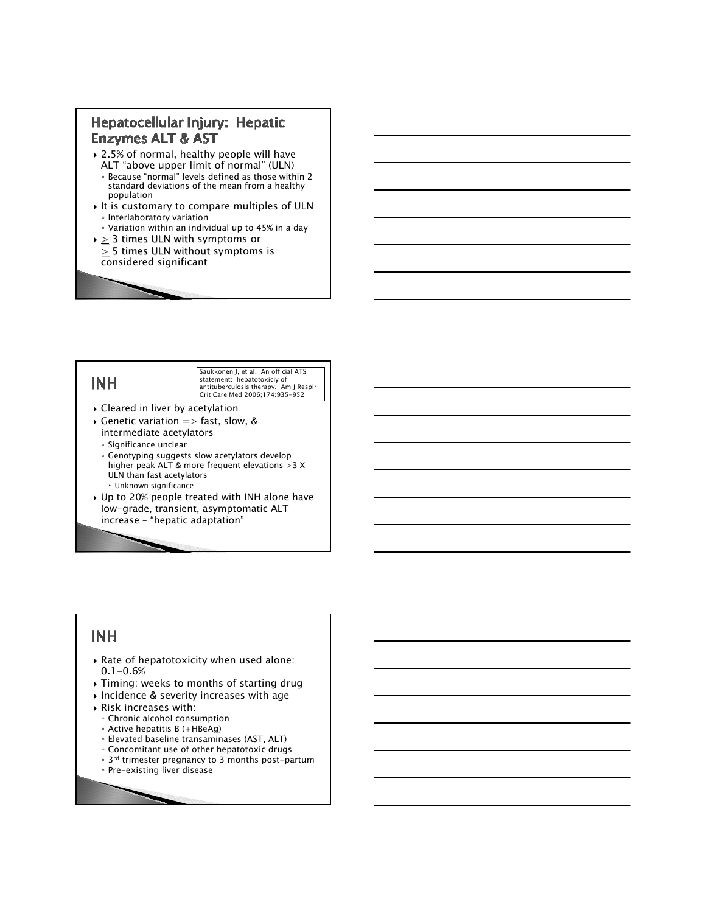## Hepatocellular Injury: Hepatic Enzymes ALT & AST

- 2.5% of normal, healthy people will have ALT "above upper limit of normal" (ULN)
  - Because "normal" levels defined as those within 2 standard deviations of the mean from a healthy population
- It is customary to compare multiples of ULN
  - Interlaboratory variation
  - Variation within an individual up to 45% in a day
- $\geq$ 3 times ULN with symptoms or $\geq$ 5 times ULN without symptoms is considered significant

## INH

Saukkonen J, et al. An official ATS statement: hepatotoxiciy of antituberculosis therapy. Am J Respir Crit Care Med 2006;174:935-952

- Cleared in liver by acetylation
- Genetic variation => fast, slow, & intermediate acetylators
  - Significance unclear
  - Genotyping suggests slow acetylators develop higher peak ALT & more frequent elevations >3 X ULN than fast acetylators
    - Unknown significance
- Up to 20% people treated with INH alone have low-grade, transient, asymptomatic ALT increase – "hepatic adaptation"

## INH

- Rate of hepatotoxicity when used alone: 0.1-0.6%
- Timing: weeks to months of starting drug
- Incidence & severity increases with age
- Risk increases with:
  - Chronic alcohol consumption
  - Active hepatitis B (+HBeAg)
  - Elevated baseline transaminases (AST, ALT)
  - Concomitant use of other hepatotoxic drugs
  - 3rd trimester pregnancy to 3 months post-partum
  - Pre-existing liver disease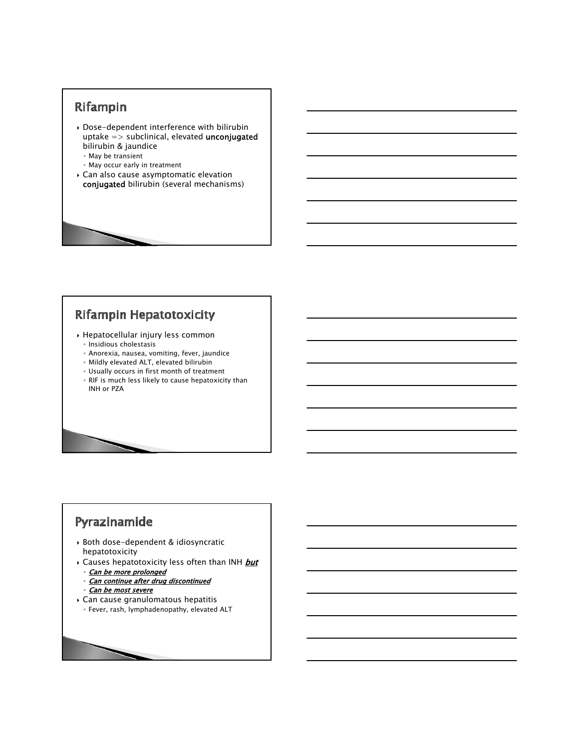## Rifampin

- Dose-dependent interference with bilirubin uptake => subclinical, elevated **unconjugated** bilirubin & jaundice
  - May be transient
  - May occur early in treatment
- Can also cause asymptomatic elevation **conjugated** bilirubin (several mechanisms)

## Rifampin Hepatotoxicity

- Hepatocellular injury less common
  - Insidious cholestasis
  - Anorexia, nausea, vomiting, fever, jaundice
  - Mildly elevated ALT, elevated bilirubin
  - Usually occurs in first month of treatment
  - RIF is much less likely to cause hepatotoxicity than INH or PZA

## Pyrazinamide

- Both dose-dependent & idiosyncratic hepatotoxicity
- Causes hepatotoxicity less often than INH ***but***
  - ***Can be more prolonged***
  - ***Can continue after drug discontinued***
  - ***Can be most severe***
- Can cause granulomatous hepatitis
  - Fever, rash, lymphadenopathy, elevated ALT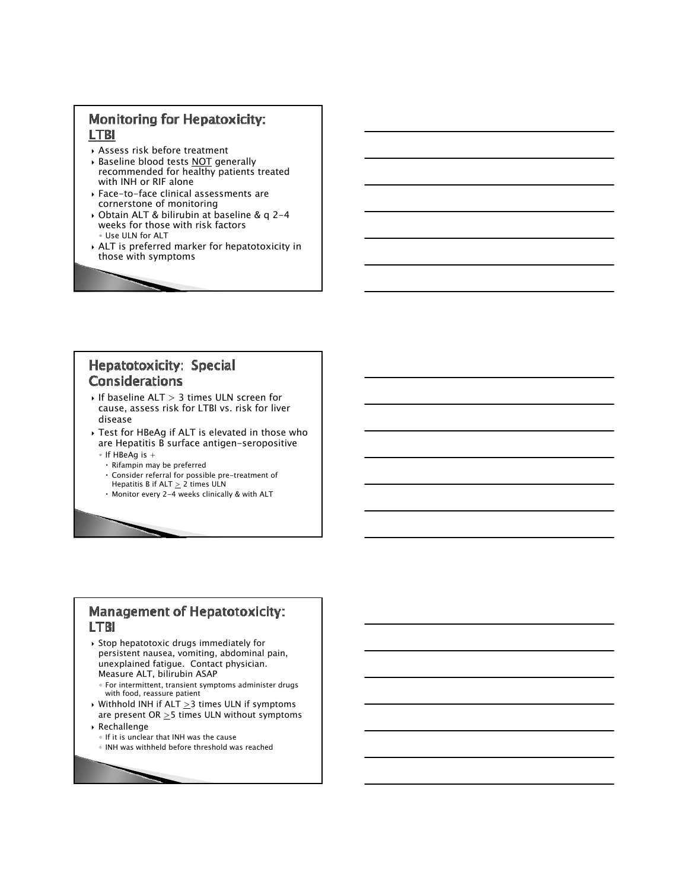## Monitoring for Hepatotoxicity: LTBI

- Assess risk before treatment
- Baseline blood tests NOT generally recommended for healthy patients treated with INH or RIF alone
- Face-to-face clinical assessments are cornerstone of monitoring
- Obtain ALT & bilirubin at baseline & q 2-4 weeks for those with risk factors
  - Use ULN for ALT
- ALT is preferred marker for hepatotoxicity in those with symptoms

## Hepatotoxicity: Special Considerations

- If baseline ALT > 3 times ULN screen for cause, assess risk for LTBI vs. risk for liver disease
- Test for HBeAg if ALT is elevated in those who are Hepatitis B surface antigen-seropositive
  - If HBeAg is +
    - Rifampin may be preferred
    - Consider referral for possible pre-treatment of Hepatitis B if ALT ≥ 2 times ULN
    - Monitor every 2-4 weeks clinically & with ALT

## Management of Hepatotoxicity: LTBI

- Stop hepatotoxic drugs immediately for persistent nausea, vomiting, abdominal pain, unexplained fatigue. Contact physician. Measure ALT, bilirubin ASAP
  - For intermittent, transient symptoms administer drugs with food, reassure patient
- Withhold INH if ALT ≥3 times ULN if symptoms are present OR ≥5 times ULN without symptoms
- Rechallenge
  - If it is unclear that INH was the cause
  - INH was withheld before threshold was reached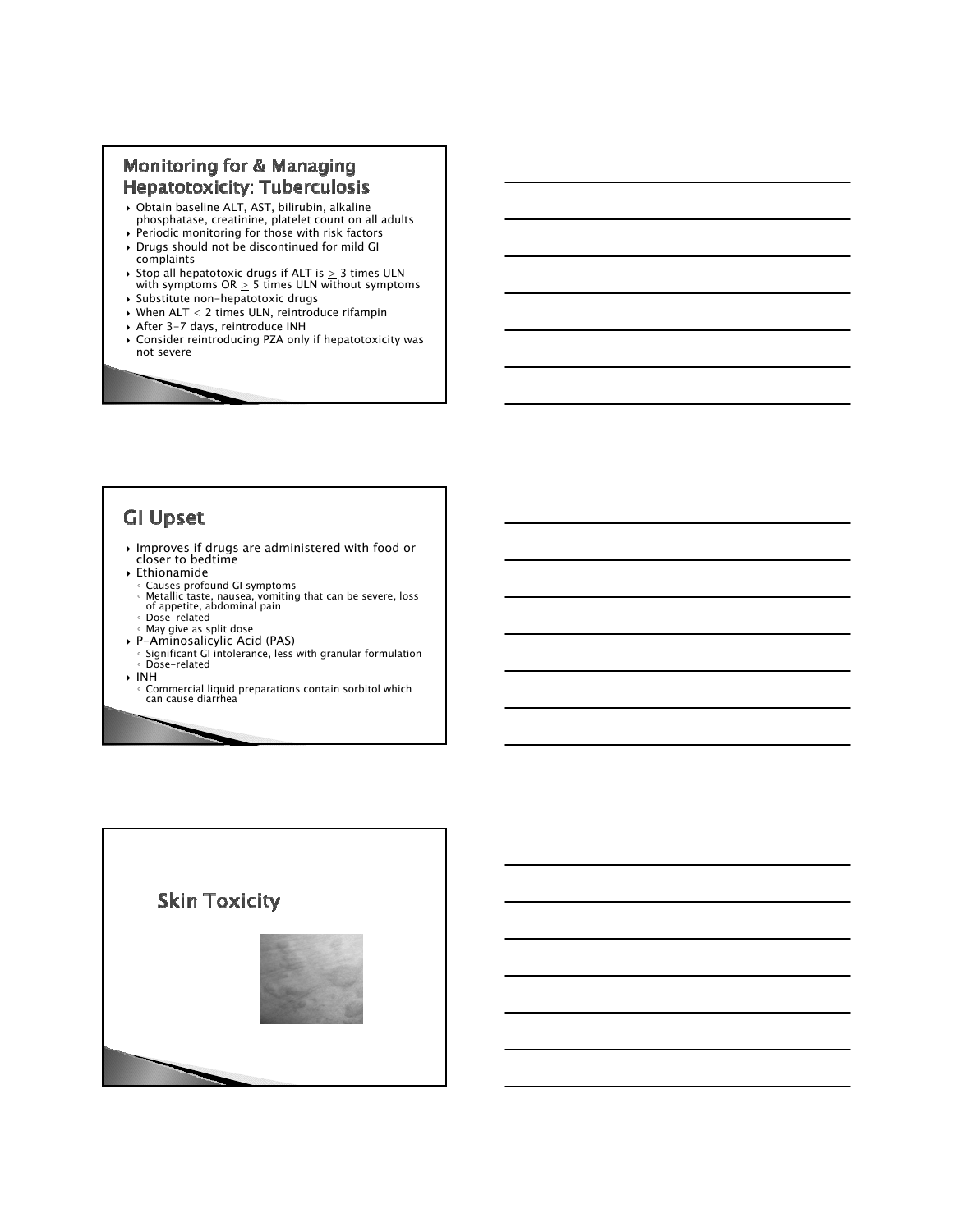## Monitoring for & Managing Hepatotoxicity: Tuberculosis

- Obtain baseline ALT, AST, bilirubin, alkaline phosphatase, creatinine, platelet count on all adults
- Periodic monitoring for those with risk factors
- Drugs should not be discontinued for mild GI complaints
- Stop all hepatotoxic drugs if ALT is $\geq$ 3 times ULN with symptoms OR $\geq$ 5 times ULN without symptoms
- Substitute non-hepatotoxic drugs
- When ALT < 2 times ULN, reintroduce rifampin
- After 3-7 days, reintroduce INH
- Consider reintroducing PZA only if hepatotoxicity was not severe

## GI Upset

- Improves if drugs are administered with food or closer to bedtime
- Ethionamide
  - Causes profound GI symptoms
  - Metallic taste, nausea, vomiting that can be severe, loss of appetite, abdominal pain
  - Dose-related
  - May give as split dose
- P-Aminosalicylic Acid (PAS)
  - Significant GI intolerance, less with granular formulation
  - Dose-related
- INH
  - Commercial liquid preparations contain sorbitol which can cause diarrhea

## Skin Toxicity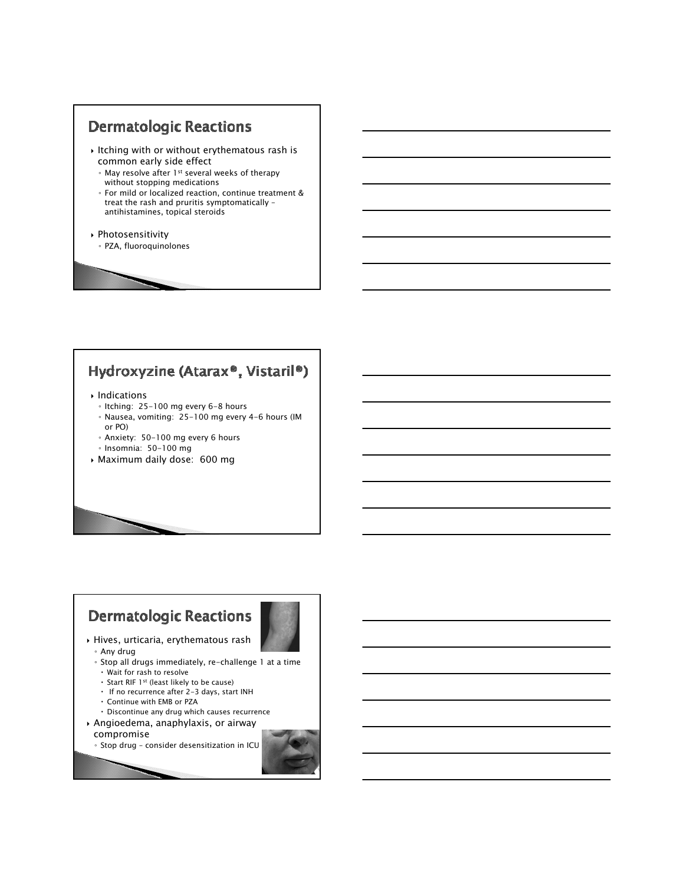## Dermatologic Reactions

- Itching with or without erythematous rash is common early side effect
  - May resolve after 1st several weeks of therapy without stopping medications
  - For mild or localized reaction, continue treatment & treat the rash and pruritis symptomatically – antihistamines, topical steroids
- Photosensitivity
  - PZA, fluoroquinolones

## Hydroxyzine (Atarax®, Vistaril®)

- Indications
  - Itching: 25-100 mg every 6-8 hours
  - Nausea, vomiting: 25-100 mg every 4-6 hours (IM or PO)
  - Anxiety: 50-100 mg every 6 hours
  - Insomnia: 50-100 mg
- Maximum daily dose: 600 mg

## Dermatologic Reactions

- Hives, urticaria, erythematous rash
  - Any drug
  - Stop all drugs immediately, re-challenge 1 at a time
    - Wait for rash to resolve
    - Start RIF 1st (least likely to be cause)
    - If no recurrence after 2-3 days, start INH
    - Continue with EMB or PZA
    - Discontinue any drug which causes recurrence
- Angioedema, anaphylaxis, or airway compromise
  - Stop drug – consider desensitization in ICU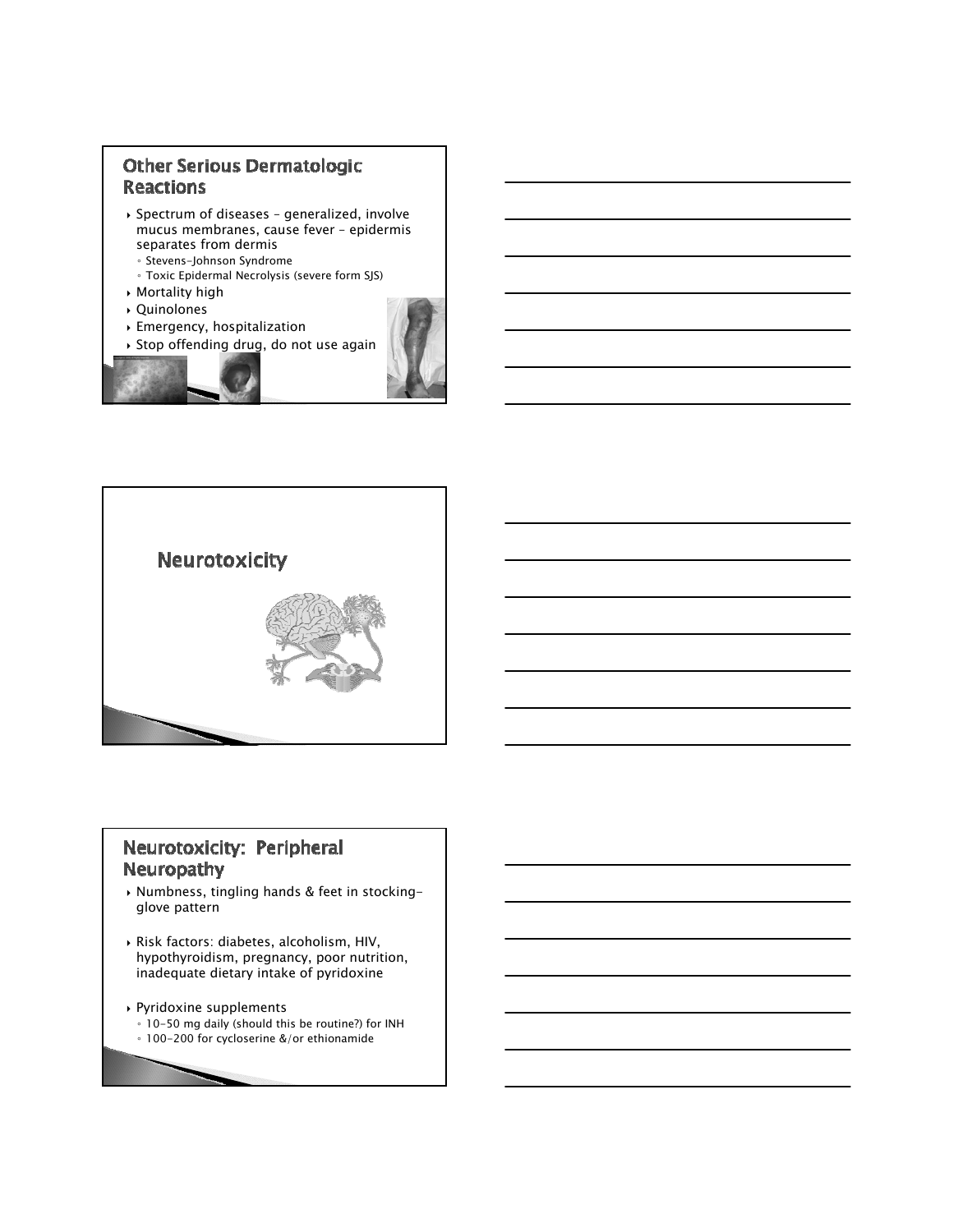## Other Serious Dermatologic Reactions

- Spectrum of diseases – generalized, involve mucus membranes, cause fever – epidermis separates from dermis
  - Stevens-Johnson Syndrome
  - Toxic Epidermal Necrolysis (severe form SJS)
- Mortality high
- Quinolones
- Emergency, hospitalization
- Stop offending drug, do not use again

## Neurotoxicity

## Neurotoxicity: Peripheral Neuropathy

- Numbness, tingling hands & feet in stocking-glove pattern
- Risk factors: diabetes, alcoholism, HIV, hypothyroidism, pregnancy, poor nutrition, inadequate dietary intake of pyridoxine
- Pyridoxine supplements
  - 10-50 mg daily (should this be routine?) for INH
  - 100-200 for cycloserine &/or ethionamide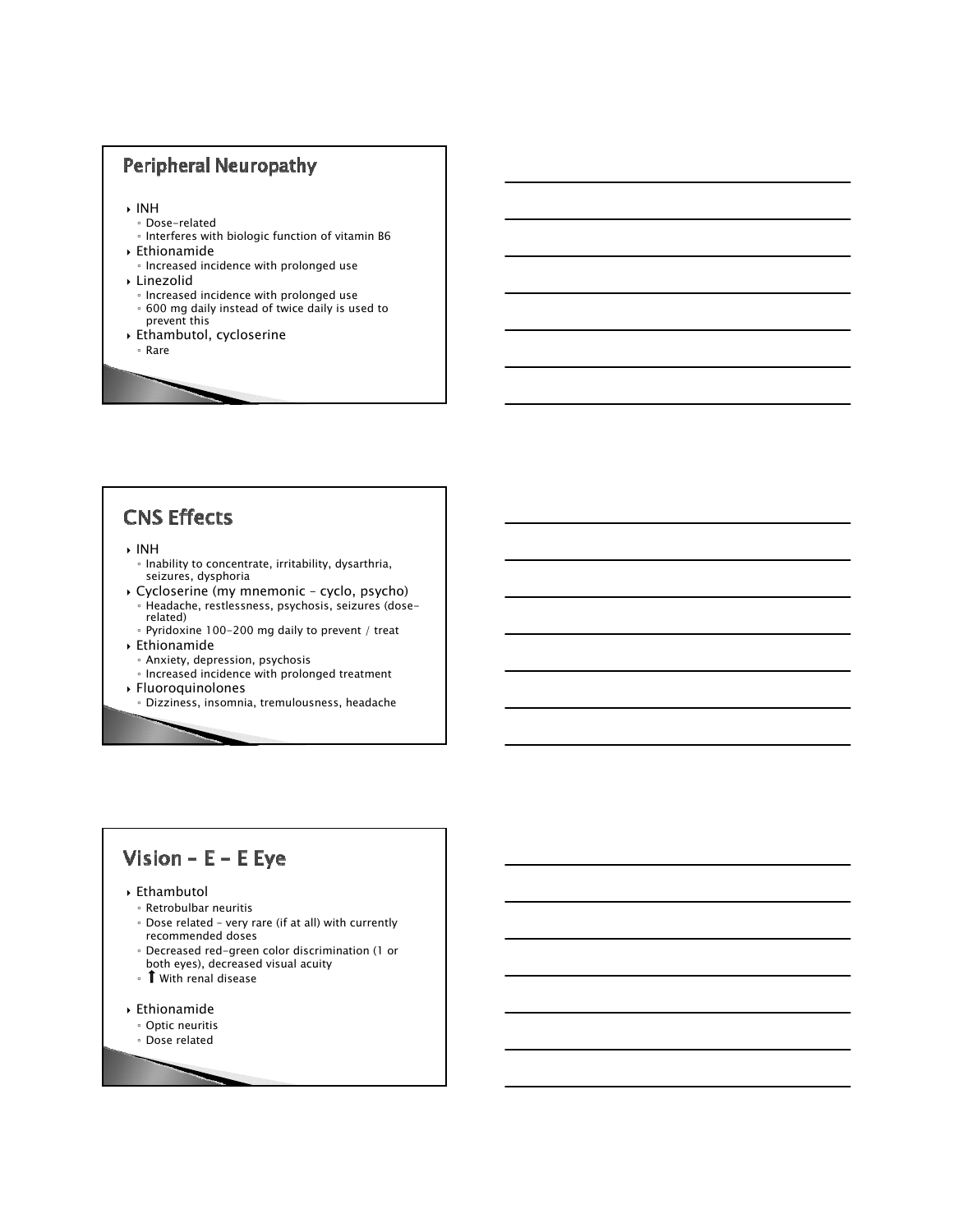## Peripheral Neuropathy

- INH
  - Dose-related
  - Interferes with biologic function of vitamin B6
- Ethionamide
  - Increased incidence with prolonged use
- Linezolid
  - Increased incidence with prolonged use
  - 600 mg daily instead of twice daily is used to prevent this
- Ethambutol, cycloserine
  - Rare

## CNS Effects

- INH
  - Inability to concentrate, irritability, dysarthria, seizures, dysphoria
- Cycloserine (my mnemonic – cyclo, psycho)
  - Headache, restlessness, psychosis, seizures (dose-related)
  - Pyridoxine 100-200 mg daily to prevent / treat
- Ethionamide
  - Anxiety, depression, psychosis
  - Increased incidence with prolonged treatment
- Fluoroquinolones
  - Dizziness, insomnia, tremulousness, headache

## Vision – E – E Eye

- Ethambutol
  - Retrobulbar neuritis
  - Dose related – very rare (if at all) with currently recommended doses
  - Decreased red-green color discrimination (1 or both eyes), decreased visual acuity
  - ↑ With renal disease
- Ethionamide
  - Optic neuritis
  - Dose related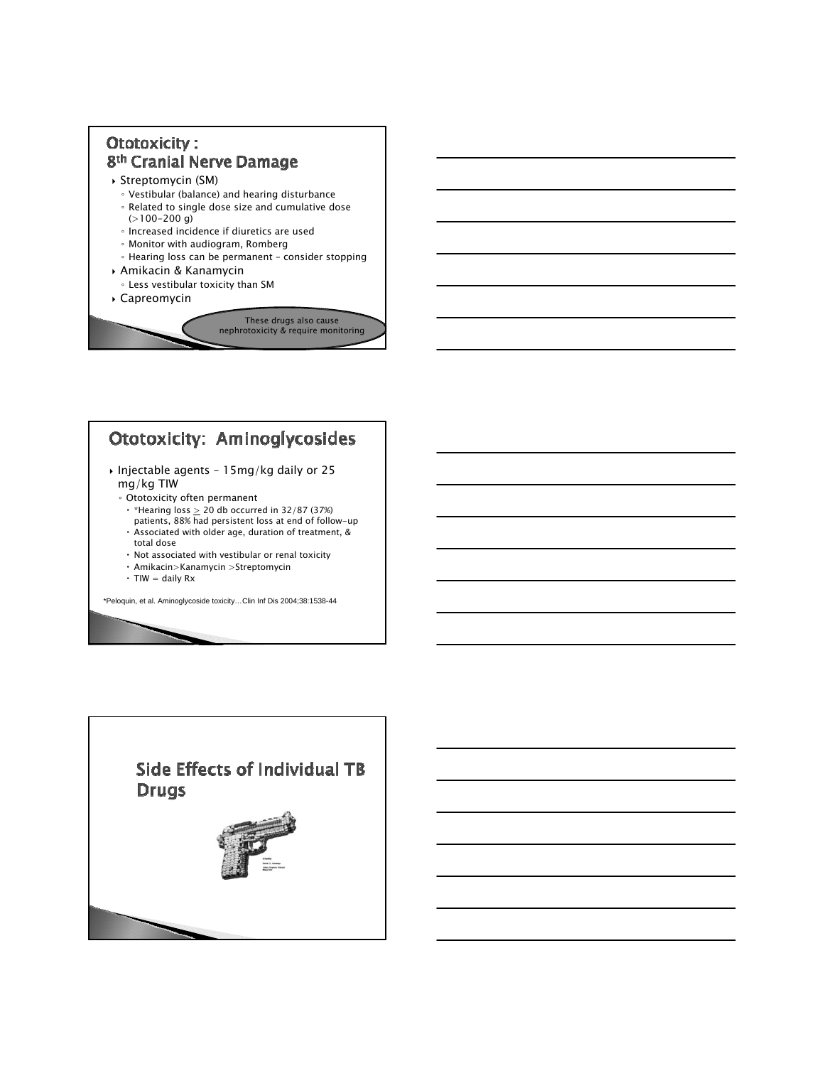## Ototoxicity : 8th Cranial Nerve Damage

- Streptomycin (SM)
  - Vestibular (balance) and hearing disturbance
  - Related to single dose size and cumulative dose (>100-200 g)
  - Increased incidence if diuretics are used
  - Monitor with audiogram, Romberg
  - Hearing loss can be permanent – consider stopping
- Amikacin & Kanamycin
  - Less vestibular toxicity than SM
- Capreomycin

These drugs also cause nephrotoxicity & require monitoring

## Ototoxicity: Aminoglycosides

- Injectable agents – 15mg/kg daily or 25 mg/kg TIW
  - Ototoxicity often permanent
    - *Hearing loss $\geq$ 20 db occurred in 32/87 (37%) patients, 88% had persistent loss at end of follow-up
    - Associated with older age, duration of treatment, & total dose
    - Not associated with vestibular or renal toxicity
    - Amikacin>Kanamycin >Streptomycin
    - TIW = daily Rx

*Peloquin, et al. Aminoglycoside toxicity…Clin Inf Dis 2004;38:1538-44

## Side Effects of Individual TB Drugs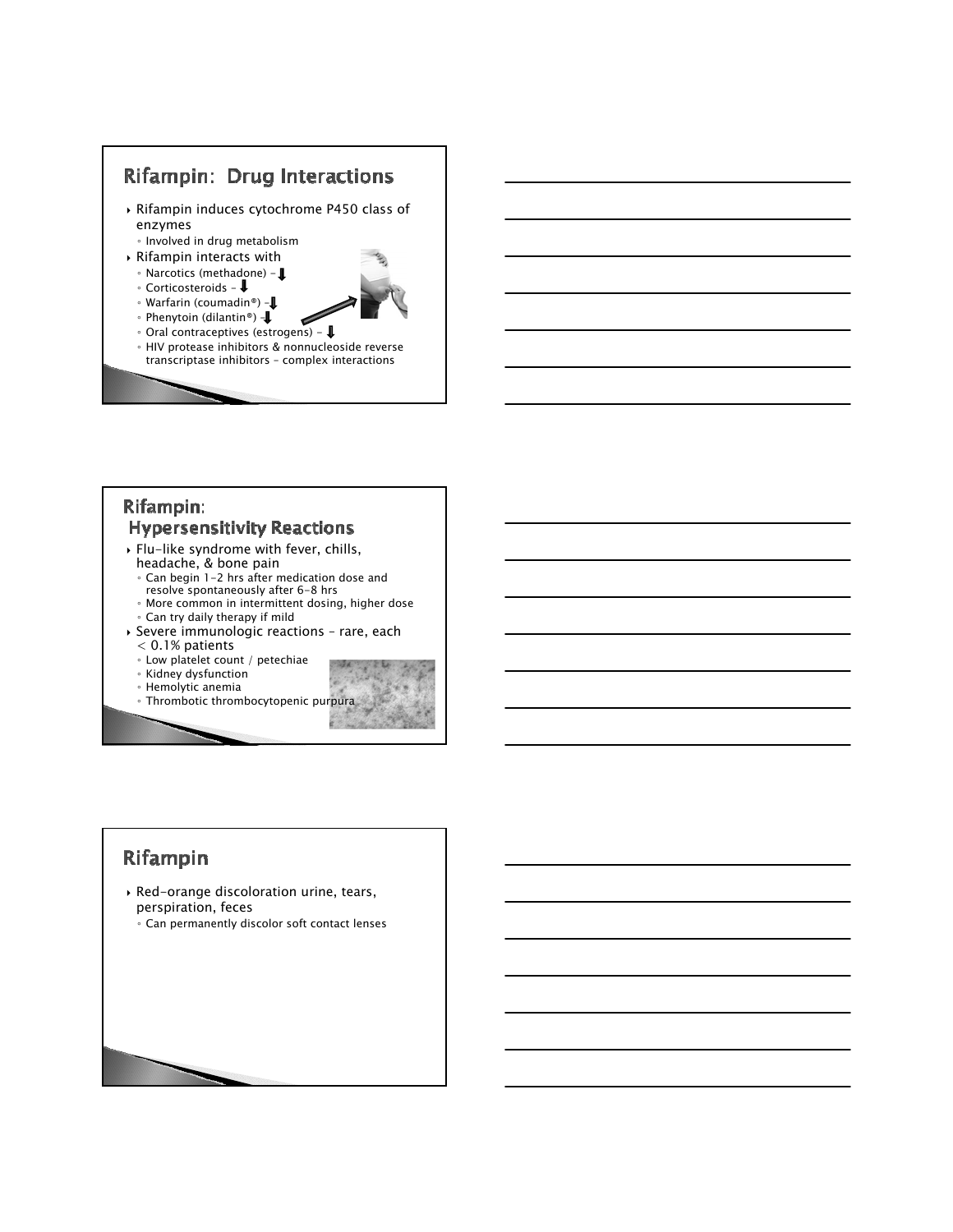## Rifampin: Drug Interactions

- Rifampin induces cytochrome P450 class of enzymes
  - Involved in drug metabolism
- Rifampin interacts with
  - Narcotics (methadone) – ↓
  - Corticosteroids – ↓
  - Warfarin (coumadin®) – ↓
  - Phenytoin (dilantin®) – ↓
  - Oral contraceptives (estrogens) – ↓
  - HIV protease inhibitors & nonnucleoside reverse transcriptase inhibitors – complex interactions

## Rifampin: Hypersensitivity Reactions

- Flu-like syndrome with fever, chills, headache, & bone pain
  - Can begin 1-2 hrs after medication dose and resolve spontaneously after 6-8 hrs
  - More common in intermittent dosing, higher dose
  - Can try daily therapy if mild
- Severe immunologic reactions – rare, each < 0.1% patients
  - Low platelet count / petechiae
  - Kidney dysfunction
  - Hemolytic anemia
  - Thrombotic thrombocytopenic purpura

## Rifampin

- Red-orange discoloration urine, tears, perspiration, feces
  - Can permanently discolor soft contact lenses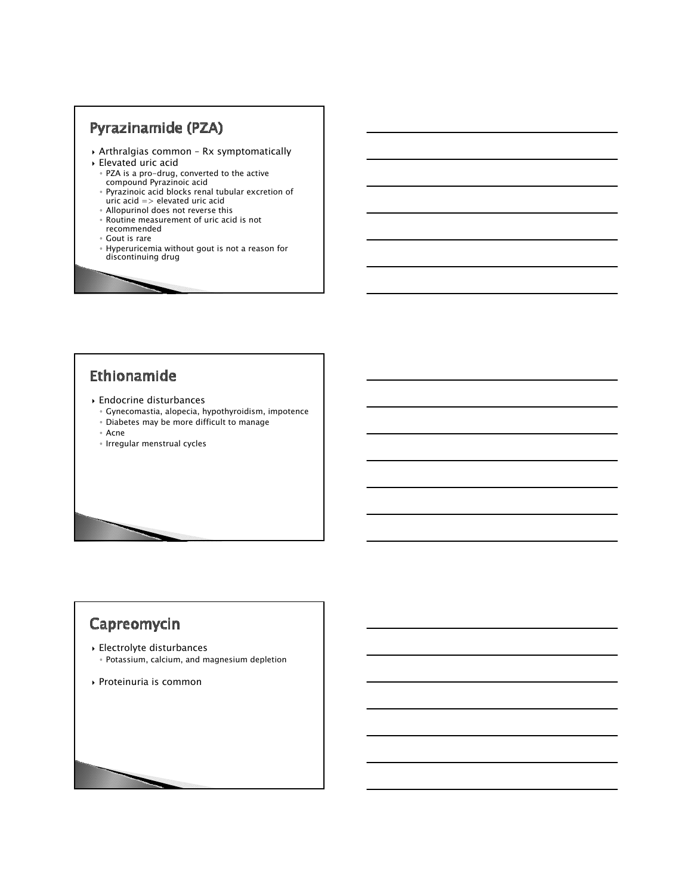## Pyrazinamide (PZA)

- Arthralgias common – Rx symptomatically
- Elevated uric acid
  - PZA is a pro-drug, converted to the active compound Pyrazinoic acid
  - Pyrazinoic acid blocks renal tubular excretion of uric acid => elevated uric acid
  - Allopurinol does not reverse this
  - Routine measurement of uric acid is not recommended
  - Gout is rare
  - Hyperuricemia without gout is not a reason for discontinuing drug

## Ethionamide

- Endocrine disturbances
  - Gynecomastia, alopecia, hypothyroidism, impotence
  - Diabetes may be more difficult to manage
  - Acne
  - Irregular menstrual cycles

## Capreomycin

- Electrolyte disturbances
  - Potassium, calcium, and magnesium depletion
- Proteinuria is common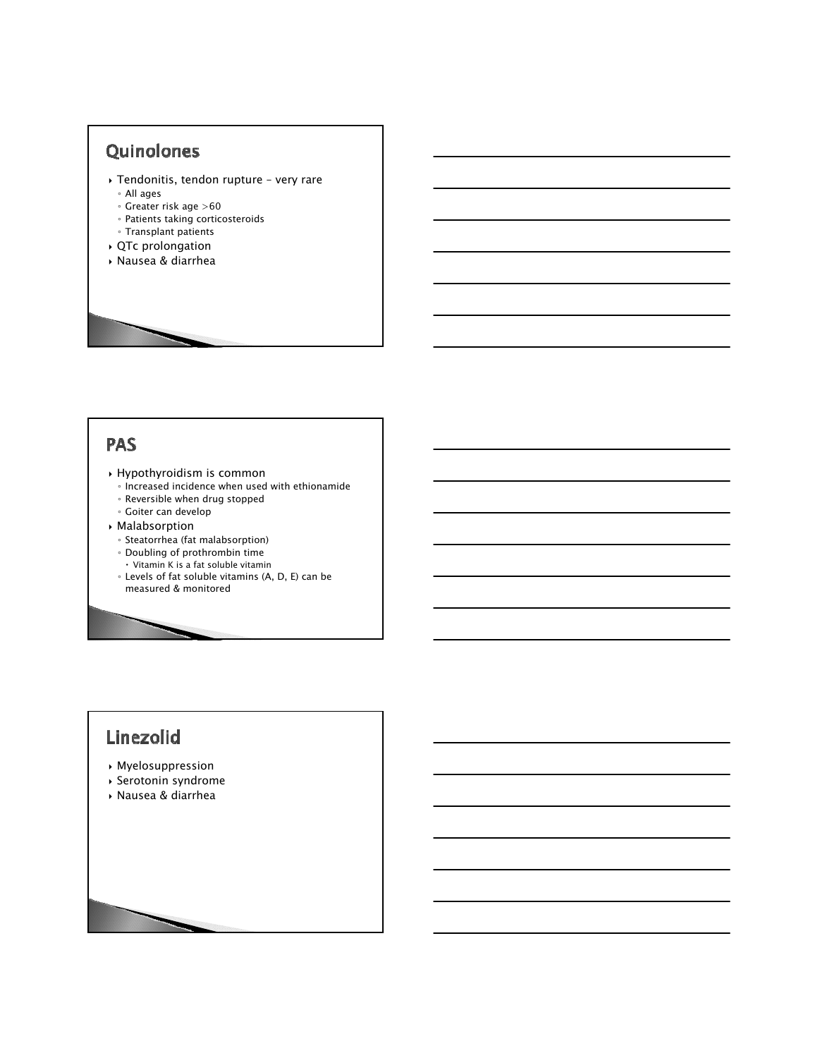## Quinolones

- Tendonitis, tendon rupture – very rare
  - All ages
  - Greater risk age >60
  - Patients taking corticosteroids
  - Transplant patients
- QTc prolongation
- Nausea & diarrhea

## PAS

- Hypothyroidism is common
  - Increased incidence when used with ethionamide
  - Reversible when drug stopped
  - Goiter can develop
- Malabsorption
  - Steatorrhea (fat malabsorption)
  - Doubling of prothrombin time
    - Vitamin K is a fat soluble vitamin
  - Levels of fat soluble vitamins (A, D, E) can be measured & monitored

## Linezolid

- Myelosuppression
- Serotonin syndrome
- Nausea & diarrhea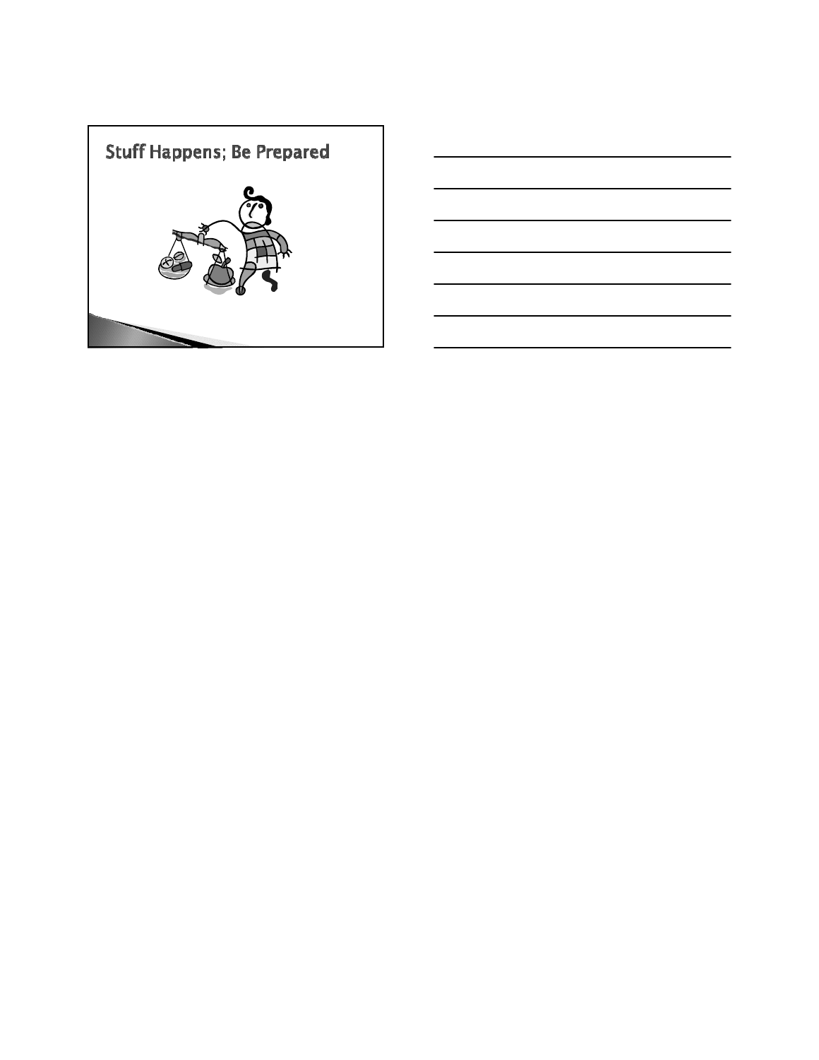## Stuff Happens; Be Prepared